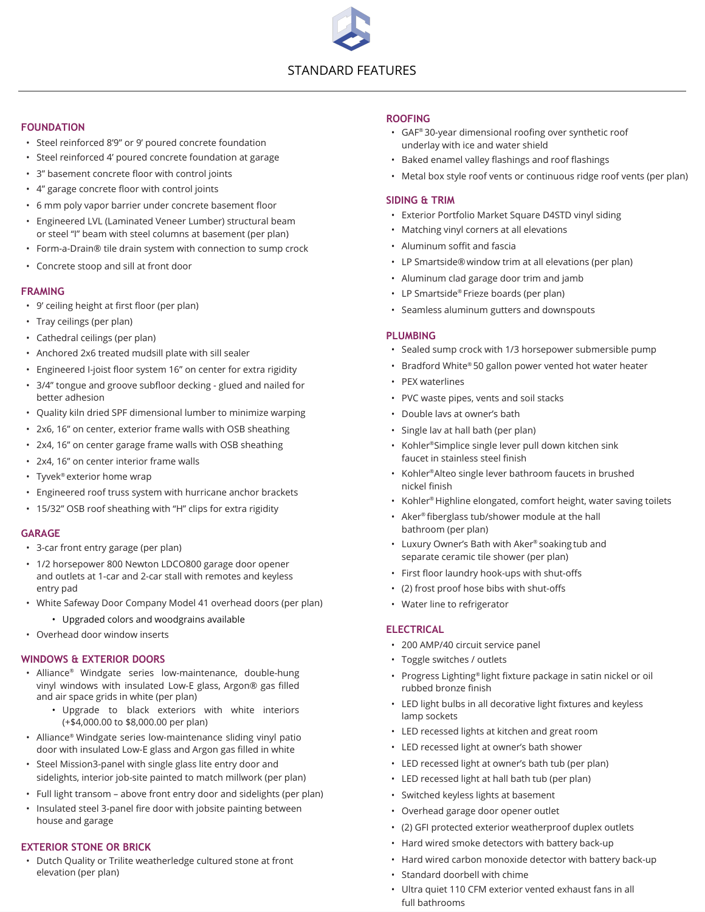# STANDARD FEATURES

## FOUNDATION

- Steel reinforced 8'9" or 9' poured concrete foundation
- Steel reinforced 4' poured concrete foundation at garage
- 3" basement concrete floor with control joints
- 4" garage concrete floor with control joints
- 6 mm poly vapor barrier under concrete basement floor
- Engineered LVL (Laminated Veneer Lumber) structural beam or steel "I" beam with steel columns at basement (per plan)
- Form-a-Drain® tile drain system with connection to sump crock
- Concrete stoop and sill at front door

## FRAMING

- 9' ceiling height at first floor (per plan)
- Tray ceilings (per plan)
- Cathedral ceilings (per plan)
- Anchored 2x6 treated mudsill plate with sill sealer
- Engineered I-joist floor system 16" on center for extra rigidity
- 3/4" tongue and groove subfloor decking - glued and nailed for better adhesion
- Quality kiln dried SPF dimensional lumber to minimize warping
- 2x6, 16" on center, exterior frame walls with OSB sheathing
- 2x4, 16" on center garage frame walls with OSB sheathing
- 2x4, 16" on center interior frame walls
- Tyvek® exterior home wrap
- Engineered roof truss system with hurricane anchor brackets
- 15/32" OSB roof sheathing with "H" clips for extra rigidity

## GARAGE

- 3-car front entry garage (per plan)
- 1/2 horsepower 800 Newton LDCO800 garage door opener and outlets at 1-car and 2-car stall with remotes and keyless entry pad
- White Safeway Door Company Model 41 overhead doors (per plan)
  - Upgraded colors and woodgrains available
- Overhead door window inserts

## WINDOWS & EXTERIOR DOORS

- Alliance® Windgate series low-maintenance, double-hung vinyl windows with insulated Low-E glass, Argon® gas filled and air space grids in white (per plan)
  - Upgrade to black exteriors with white interiors (+$4,000.00 to $8,000.00 per plan)
- Alliance® Windgate series low-maintenance sliding vinyl patio door with insulated Low-E glass and Argon gas filled in white
- Steel Mission3-panel with single glass lite entry door and sidelights, interior job-site painted to match millwork (per plan)
- Full light transom – above front entry door and sidelights (per plan)
- Insulated steel 3-panel fire door with jobsite painting between house and garage

## EXTERIOR STONE OR BRICK

- Dutch Quality or Trilite weatherledge cultured stone at front elevation (per plan)

## ROOFING

- GAF® 30-year dimensional roofing over synthetic roof underlay with ice and water shield
- Baked enamel valley flashings and roof flashings
- Metal box style roof vents or continuous ridge roof vents (per plan)

## SIDING & TRIM

- Exterior Portfolio Market Square D4STD vinyl siding
- Matching vinyl corners at all elevations
- Aluminum soffit and fascia
- LP Smartside® window trim at all elevations (per plan)
- Aluminum clad garage door trim and jamb
- LP Smartside® Frieze boards (per plan)
- Seamless aluminum gutters and downspouts

## PLUMBING

- Sealed sump crock with 1/3 horsepower submersible pump
- Bradford White® 50 gallon power vented hot water heater
- PEX waterlines
- PVC waste pipes, vents and soil stacks
- Double lavs at owner's bath
- Single lav at hall bath (per plan)
- Kohler® Simplice single lever pull down kitchen sink faucet in stainless steel finish
- Kohler® Alteo single lever bathroom faucets in brushed nickel finish
- Kohler® Highline elongated, comfort height, water saving toilets
- Aker® fiberglass tub/shower module at the hall bathroom (per plan)
- Luxury Owner's Bath with Aker® soaking tub and separate ceramic tile shower (per plan)
- First floor laundry hook-ups with shut-offs
- (2) frost proof hose bibs with shut-offs
- Water line to refrigerator

## ELECTRICAL

- 200 AMP/40 circuit service panel
- Toggle switches / outlets
- Progress Lighting® light fixture package in satin nickel or oil rubbed bronze finish
- LED light bulbs in all decorative light fixtures and keyless lamp sockets
- LED recessed lights at kitchen and great room
- LED recessed light at owner's bath shower
- LED recessed light at owner's bath tub (per plan)
- LED recessed light at hall bath tub (per plan)
- Switched keyless lights at basement
- Overhead garage door opener outlet
- (2) GFI protected exterior weatherproof duplex outlets
- Hard wired smoke detectors with battery back-up
- Hard wired carbon monoxide detector with battery back-up
- Standard doorbell with chime
- Ultra quiet 110 CFM exterior vented exhaust fans in all full bathrooms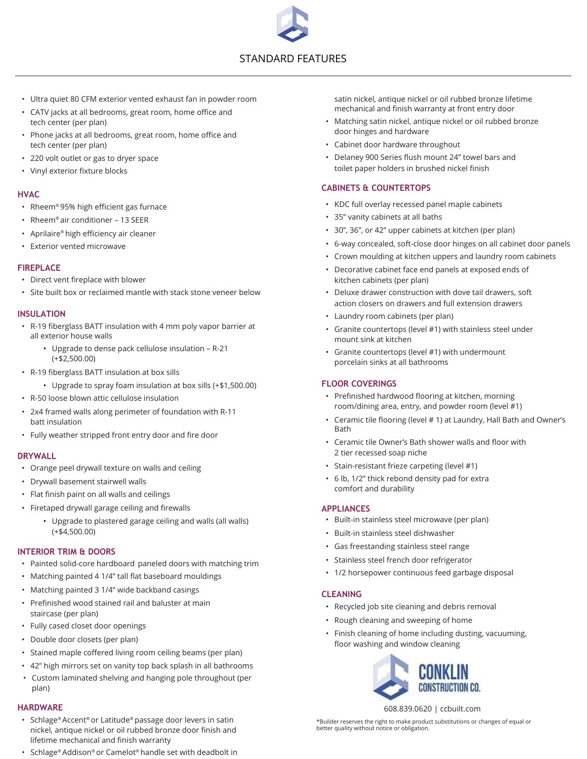# STANDARD FEATURES

- Ultra quiet 80 CFM exterior vented exhaust fan in powder room
- CATV jacks at all bedrooms, great room, home office and tech center (per plan)
- Phone jacks at all bedrooms, great room, home office and tech center (per plan)
- 220 volt outlet or gas to dryer space
- Vinyl exterior fixture blocks

## HVAC

- Rheem® 95% high efficient gas furnace
- Rheem® air conditioner – 13 SEER
- Aprilaire® high efficiency air cleaner
- Exterior vented microwave

## FIREPLACE

- Direct vent fireplace with blower
- Site built box or reclaimed mantle with stack stone veneer below

## INSULATION

- R-19 fiberglass BATT insulation with 4 mm poly vapor barrier at all exterior house walls
  - Upgrade to dense pack cellulose insulation – R-21 (+$2,500.00)
- R-19 fiberglass BATT insulation at box sills
  - Upgrade to spray foam insulation at box sills (+$1,500.00)
- R-50 loose blown attic cellulose insulation
- 2x4 framed walls along perimeter of foundation with R-11 batt insulation
- Fully weather stripped front entry door and fire door

## DRYWALL

- Orange peel drywall texture on walls and ceiling
- Drywall basement stairwell walls
- Flat finish paint on all walls and ceilings
- Firetaped drywall garage ceiling and firewalls
  - Upgrade to plastered garage ceiling and walls (all walls) (+$4,500.00)

## INTERIOR TRIM & DOORS

- Painted solid-core hardboard paneled doors with matching trim
- Matching painted 4 1/4" tall flat baseboard mouldings
- Matching painted 3 1/4" wide backband casings
- Prefinished wood stained rail and baluster at main staircase (per plan)
- Fully cased closet door openings
- Double door closets (per plan)
- Stained maple coffered living room ceiling beams (per plan)
- 42" high mirrors set on vanity top back splash in all bathrooms
- Custom laminated shelving and hanging pole throughout (per plan)

## HARDWARE

- Schlage® Accent® or Latitude® passage door levers in satin nickel, antique nickel or oil rubbed bronze door finish and lifetime mechanical and finish warranty
- Schlage® Addison® or Camelot® handle set with deadbolt in satin nickel, antique nickel or oil rubbed bronze lifetime mechanical and finish warranty at front entry door
- Matching satin nickel, antique nickel or oil rubbed bronze door hinges and hardware
- Cabinet door hardware throughout
- Delaney 900 Series flush mount 24" towel bars and toilet paper holders in brushed nickel finish

## CABINETS & COUNTERTOPS

- KDC full overlay recessed panel maple cabinets
- 35" vanity cabinets at all baths
- 30", 36", or 42" upper cabinets at kitchen (per plan)
- 6-way concealed, soft-close door hinges on all cabinet door panels
- Crown moulding at kitchen uppers and laundry room cabinets
- Decorative cabinet face end panels at exposed ends of kitchen cabinets (per plan)
- Deluxe drawer construction with dove tail drawers, soft action closers on drawers and full extension drawers
- Laundry room cabinets (per plan)
- Granite countertops (level #1) with stainless steel under mount sink at kitchen
- Granite countertops (level #1) with undermount porcelain sinks at all bathrooms

## FLOOR COVERINGS

- Prefinished hardwood flooring at kitchen, morning room/dining area, entry, and powder room (level #1)
- Ceramic tile flooring (level # 1) at Laundry, Hall Bath and Owner's Bath
- Ceramic tile Owner's Bath shower walls and floor with 2 tier recessed soap niche
- Stain-resistant frieze carpeting (level #1)
- 6 lb, 1/2" thick rebond density pad for extra comfort and durability

## APPLIANCES

- Built-in stainless steel microwave (per plan)
- Built-in stainless steel dishwasher
- Gas freestanding stainless steel range
- Stainless steel french door refrigerator
- 1/2 horsepower continuous feed garbage disposal

## CLEANING

- Recycled job site cleaning and debris removal
- Rough cleaning and sweeping of home
- Finish cleaning of home including dusting, vacuuming, floor washing and window cleaning

CONKLIN CONSTRUCTION CO.

608.839.0620 | ccbuilt.com

*Builder reserves the right to make product substitutions or changes of equal or better quality without notice or obligation.